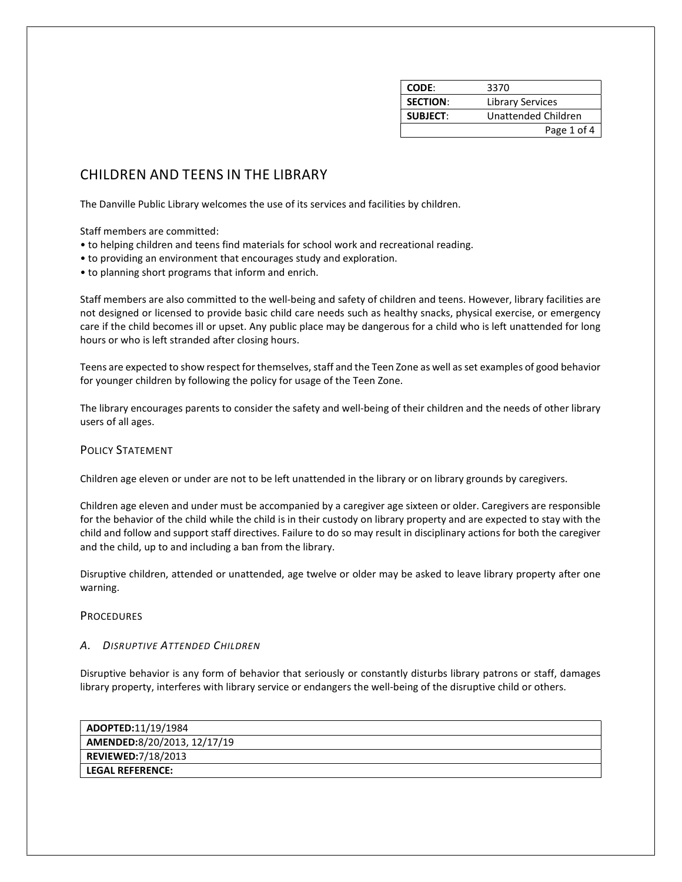| CODE: | 3370 |
|---|---|
| SECTION: | Library Services |
| SUBJECT: | Unattended Children |

# CHILDREN AND TEENS IN THE LIBRARY

The Danville Public Library welcomes the use of its services and facilities by children.

Staff members are committed:
- to helping children and teens find materials for school work and recreational reading.
- to providing an environment that encourages study and exploration.
- to planning short programs that inform and enrich.

Staff members are also committed to the well-being and safety of children and teens. However, library facilities are not designed or licensed to provide basic child care needs such as healthy snacks, physical exercise, or emergency care if the child becomes ill or upset. Any public place may be dangerous for a child who is left unattended for long hours or who is left stranded after closing hours.

Teens are expected to show respect for themselves, staff and the Teen Zone as well as set examples of good behavior for younger children by following the policy for usage of the Teen Zone.

The library encourages parents to consider the safety and well-being of their children and the needs of other library users of all ages.

## POLICY STATEMENT

Children age eleven or under are not to be left unattended in the library or on library grounds by caregivers.

Children age eleven and under must be accompanied by a caregiver age sixteen or older. Caregivers are responsible for the behavior of the child while the child is in their custody on library property and are expected to stay with the child and follow and support staff directives. Failure to do so may result in disciplinary actions for both the caregiver and the child, up to and including a ban from the library.

Disruptive children, attended or unattended, age twelve or older may be asked to leave library property after one warning.

## PROCEDURES

### *A. DISRUPTIVE ATTENDED CHILDREN*

Disruptive behavior is any form of behavior that seriously or constantly disturbs library patrons or staff, damages library property, interferes with library service or endangers the well-being of the disruptive child or others.

| **ADOPTED:** 11/19/1984 |
|---|
| **AMENDED:** 8/20/2013, 12/17/19 |
| **REVIEWED:** 7/18/2013 |
| **LEGAL REFERENCE:** |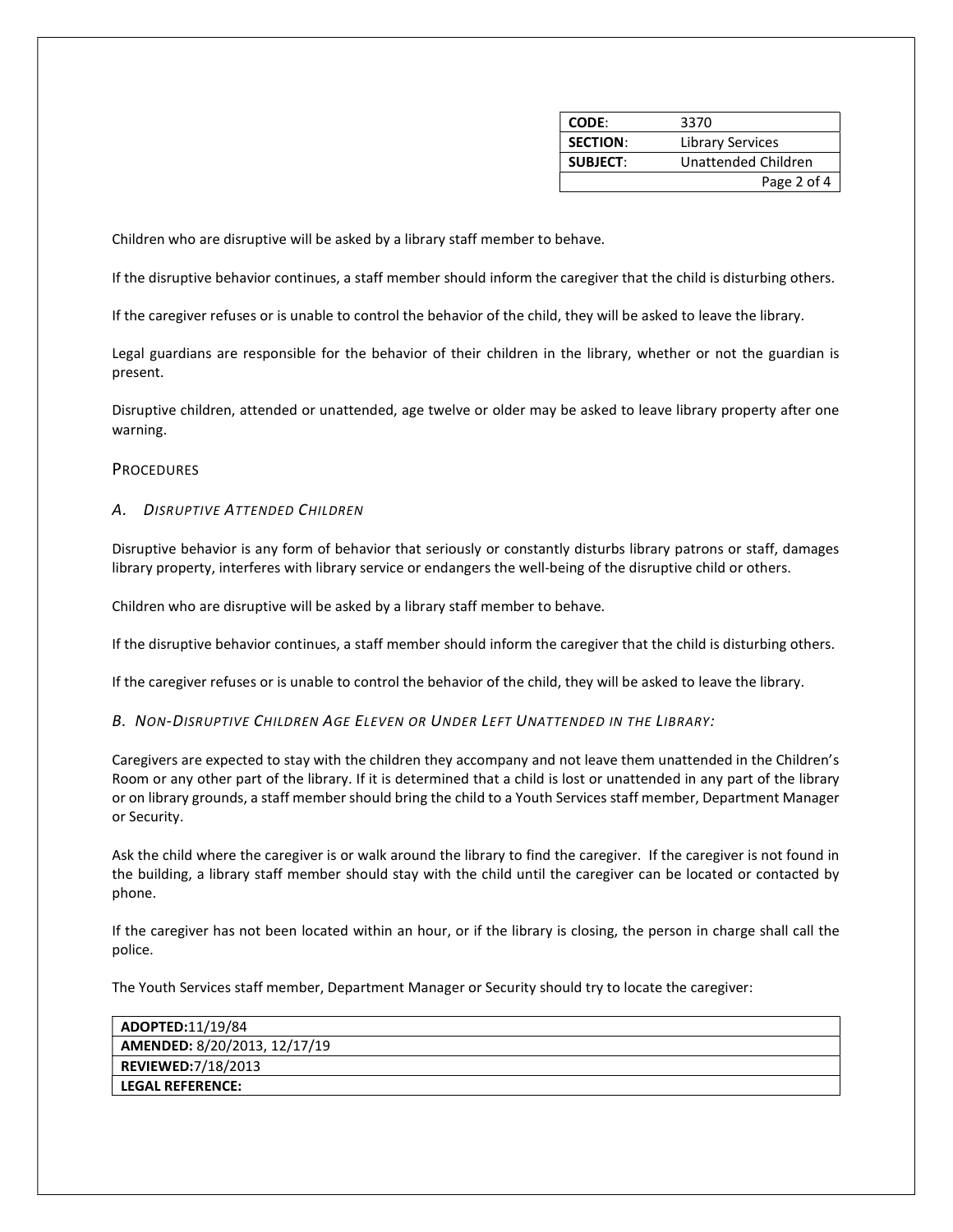Children who are disruptive will be asked by a library staff member to behave.

If the disruptive behavior continues, a staff member should inform the caregiver that the child is disturbing others.

If the caregiver refuses or is unable to control the behavior of the child, they will be asked to leave the library.

Legal guardians are responsible for the behavior of their children in the library, whether or not the guardian is present.

Disruptive children, attended or unattended, age twelve or older may be asked to leave library property after one warning.

## PROCEDURES

### *A. DISRUPTIVE ATTENDED CHILDREN*

Disruptive behavior is any form of behavior that seriously or constantly disturbs library patrons or staff, damages library property, interferes with library service or endangers the well-being of the disruptive child or others.

Children who are disruptive will be asked by a library staff member to behave.

If the disruptive behavior continues, a staff member should inform the caregiver that the child is disturbing others.

If the caregiver refuses or is unable to control the behavior of the child, they will be asked to leave the library.

### *B. NON-DISRUPTIVE CHILDREN AGE ELEVEN OR UNDER LEFT UNATTENDED IN THE LIBRARY:*

Caregivers are expected to stay with the children they accompany and not leave them unattended in the Children's Room or any other part of the library. If it is determined that a child is lost or unattended in any part of the library or on library grounds, a staff member should bring the child to a Youth Services staff member, Department Manager or Security.

Ask the child where the caregiver is or walk around the library to find the caregiver. If the caregiver is not found in the building, a library staff member should stay with the child until the caregiver can be located or contacted by phone.

If the caregiver has not been located within an hour, or if the library is closing, the person in charge shall call the police.

The Youth Services staff member, Department Manager or Security should try to locate the caregiver:

| **ADOPTED:** 11/19/84 |
|---|
| **AMENDED:** 8/20/2013, 12/17/19 |
| **REVIEWED:** 7/18/2013 |
| **LEGAL REFERENCE:** |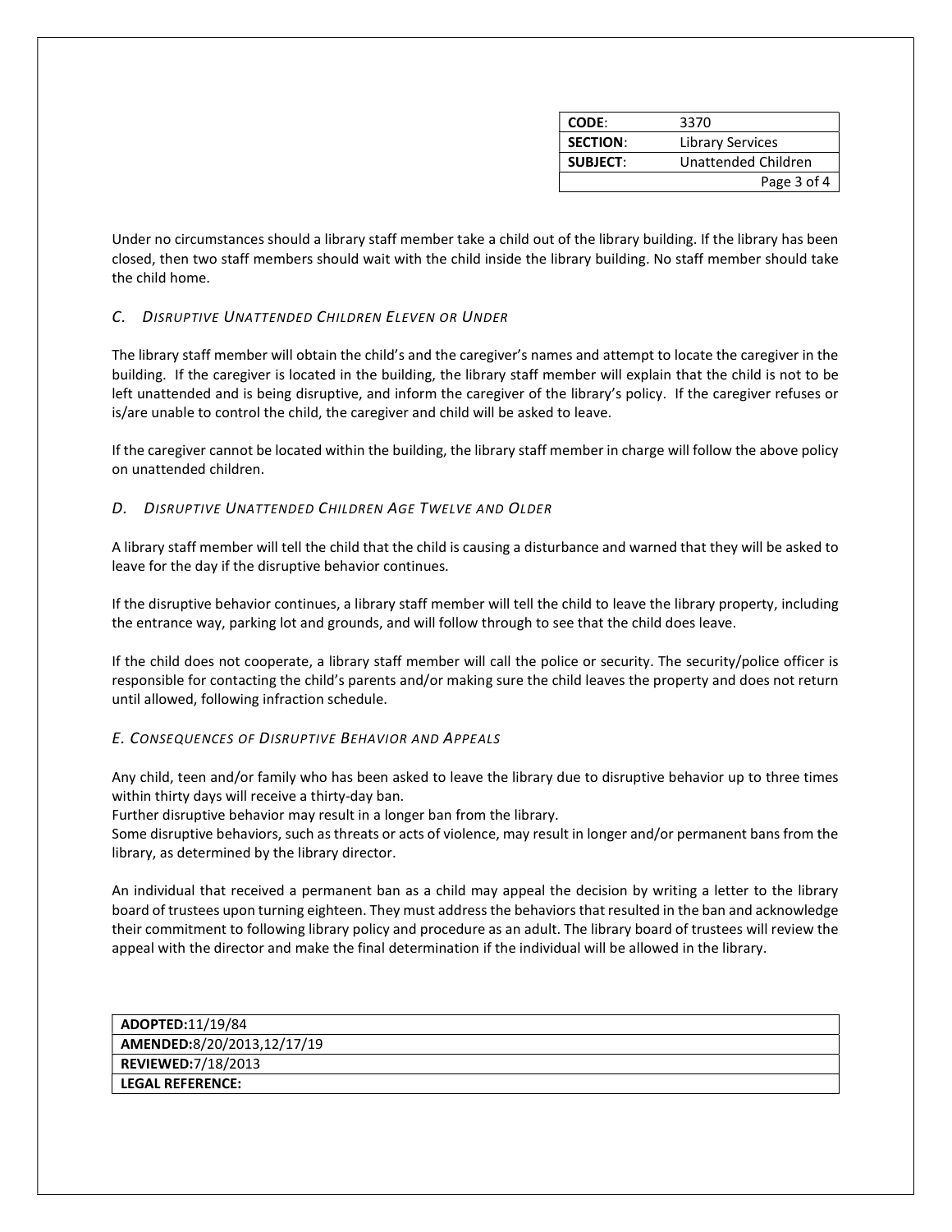| CODE: | 3370 |
| --- | --- |
| SECTION: | Library Services |
| SUBJECT: | Unattended Children |

Under no circumstances should a library staff member take a child out of the library building. If the library has been closed, then two staff members should wait with the child inside the library building. No staff member should take the child home.

### *C. Disruptive Unattended Children Eleven or Under*

The library staff member will obtain the child's and the caregiver's names and attempt to locate the caregiver in the building. If the caregiver is located in the building, the library staff member will explain that the child is not to be left unattended and is being disruptive, and inform the caregiver of the library's policy. If the caregiver refuses or is/are unable to control the child, the caregiver and child will be asked to leave.

If the caregiver cannot be located within the building, the library staff member in charge will follow the above policy on unattended children.

### *D. Disruptive Unattended Children Age Twelve and Older*

A library staff member will tell the child that the child is causing a disturbance and warned that they will be asked to leave for the day if the disruptive behavior continues.

If the disruptive behavior continues, a library staff member will tell the child to leave the library property, including the entrance way, parking lot and grounds, and will follow through to see that the child does leave.

If the child does not cooperate, a library staff member will call the police or security. The security/police officer is responsible for contacting the child's parents and/or making sure the child leaves the property and does not return until allowed, following infraction schedule.

### *E. Consequences of Disruptive Behavior and Appeals*

Any child, teen and/or family who has been asked to leave the library due to disruptive behavior up to three times within thirty days will receive a thirty-day ban.
Further disruptive behavior may result in a longer ban from the library.
Some disruptive behaviors, such as threats or acts of violence, may result in longer and/or permanent bans from the library, as determined by the library director.

An individual that received a permanent ban as a child may appeal the decision by writing a letter to the library board of trustees upon turning eighteen. They must address the behaviors that resulted in the ban and acknowledge their commitment to following library policy and procedure as an adult. The library board of trustees will review the appeal with the director and make the final determination if the individual will be allowed in the library.

| **ADOPTED:** 11/19/84 |
| --- |
| **AMENDED:** 8/20/2013,12/17/19 |
| **REVIEWED:** 7/18/2013 |
| **LEGAL REFERENCE:** |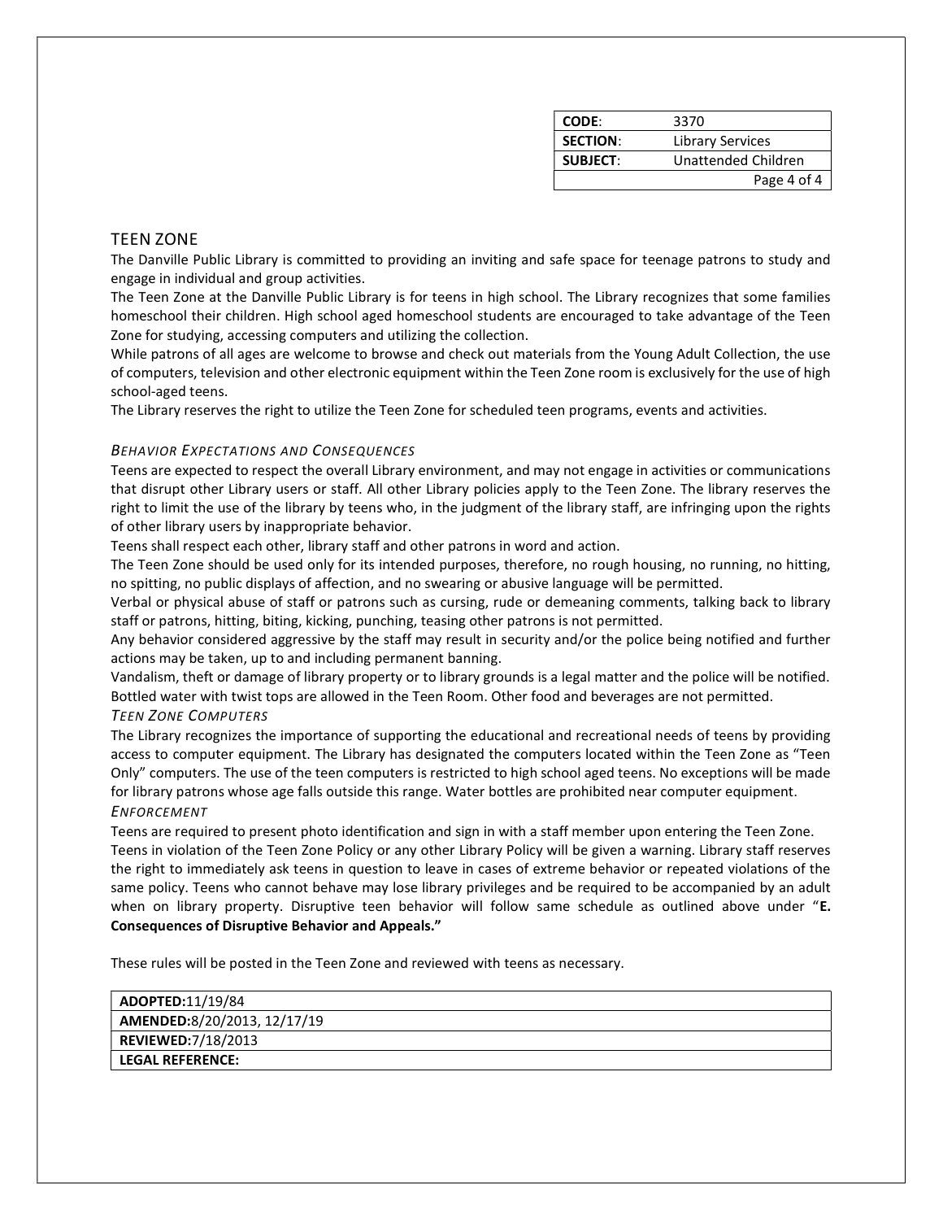| | |
|---|---|
| **CODE**: | 3370 |
| **SECTION**: | Library Services |
| **SUBJECT**: | Unattended Children |

## TEEN ZONE

The Danville Public Library is committed to providing an inviting and safe space for teenage patrons to study and engage in individual and group activities.

The Teen Zone at the Danville Public Library is for teens in high school. The Library recognizes that some families homeschool their children. High school aged homeschool students are encouraged to take advantage of the Teen Zone for studying, accessing computers and utilizing the collection.

While patrons of all ages are welcome to browse and check out materials from the Young Adult Collection, the use of computers, television and other electronic equipment within the Teen Zone room is exclusively for the use of high school-aged teens.

The Library reserves the right to utilize the Teen Zone for scheduled teen programs, events and activities.

### *Behavior Expectations and Consequences*

Teens are expected to respect the overall Library environment, and may not engage in activities or communications that disrupt other Library users or staff. All other Library policies apply to the Teen Zone. The library reserves the right to limit the use of the library by teens who, in the judgment of the library staff, are infringing upon the rights of other library users by inappropriate behavior.

Teens shall respect each other, library staff and other patrons in word and action.

The Teen Zone should be used only for its intended purposes, therefore, no rough housing, no running, no hitting, no spitting, no public displays of affection, and no swearing or abusive language will be permitted.

Verbal or physical abuse of staff or patrons such as cursing, rude or demeaning comments, talking back to library staff or patrons, hitting, biting, kicking, punching, teasing other patrons is not permitted.

Any behavior considered aggressive by the staff may result in security and/or the police being notified and further actions may be taken, up to and including permanent banning.

Vandalism, theft or damage of library property or to library grounds is a legal matter and the police will be notified.

Bottled water with twist tops are allowed in the Teen Room. Other food and beverages are not permitted.

### *Teen Zone Computers*

The Library recognizes the importance of supporting the educational and recreational needs of teens by providing access to computer equipment. The Library has designated the computers located within the Teen Zone as "Teen Only" computers. The use of the teen computers is restricted to high school aged teens. No exceptions will be made for library patrons whose age falls outside this range. Water bottles are prohibited near computer equipment.

### *Enforcement*

Teens are required to present photo identification and sign in with a staff member upon entering the Teen Zone.

Teens in violation of the Teen Zone Policy or any other Library Policy will be given a warning. Library staff reserves the right to immediately ask teens in question to leave in cases of extreme behavior or repeated violations of the same policy. Teens who cannot behave may lose library privileges and be required to be accompanied by an adult when on library property. Disruptive teen behavior will follow same schedule as outlined above under "**E. Consequences of Disruptive Behavior and Appeals.**"

These rules will be posted in the Teen Zone and reviewed with teens as necessary.

| |
|---|
| **ADOPTED:** 11/19/84 |
| **AMENDED:** 8/20/2013, 12/17/19 |
| **REVIEWED:** 7/18/2013 |
| **LEGAL REFERENCE:** |